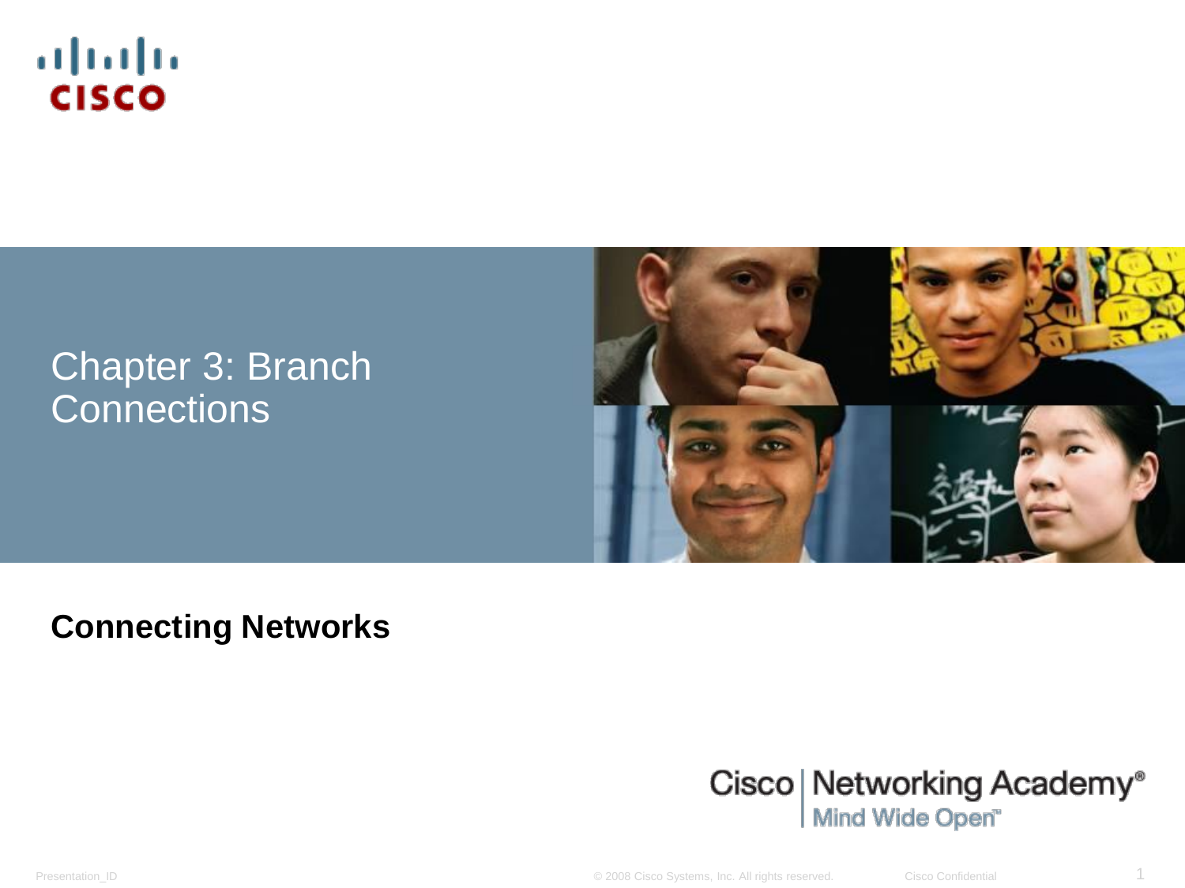# Chapter 3: Branch Connections

**Connecting Networks**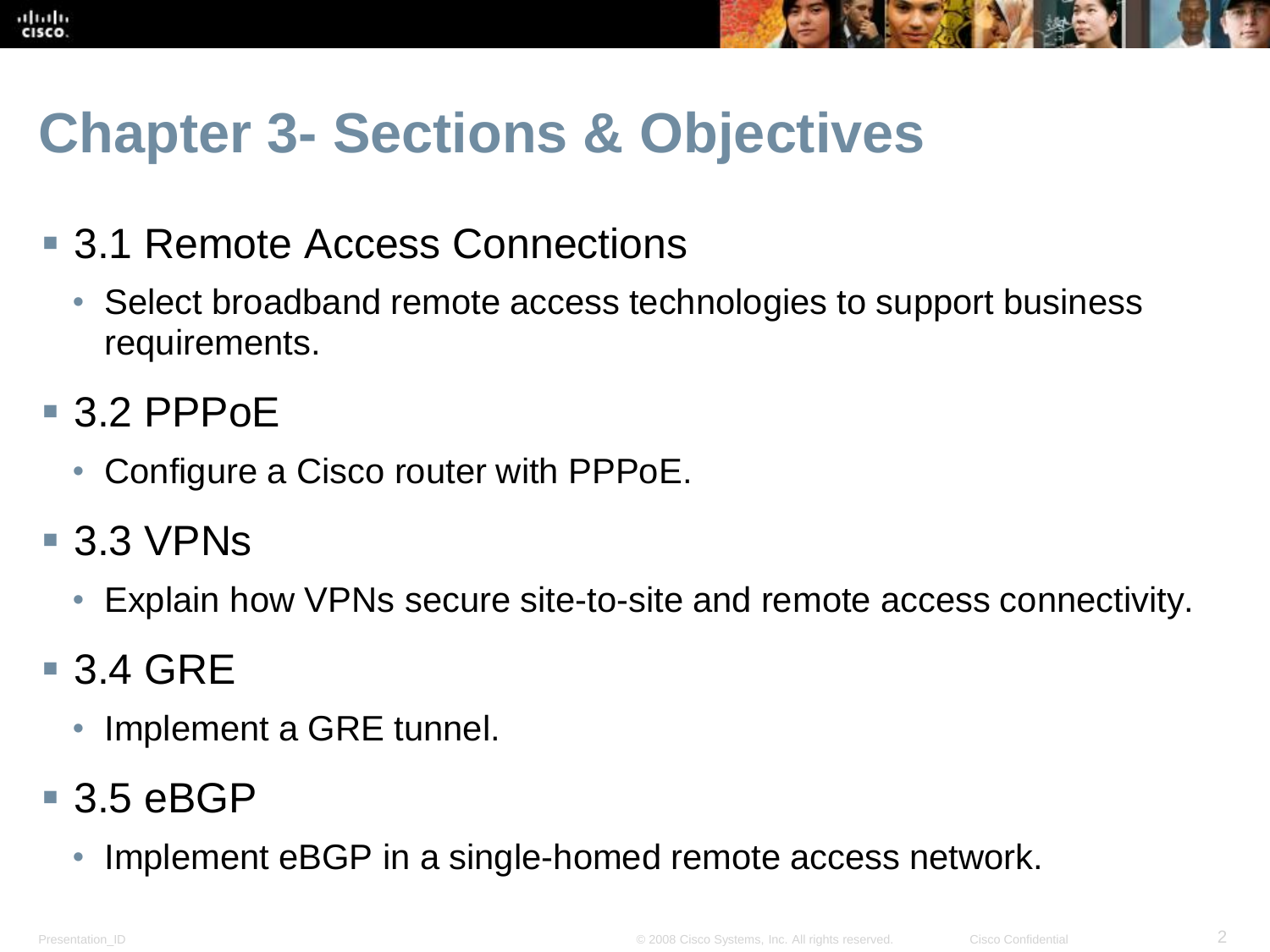# Chapter 3- Sections & Objectives

- 3.1 Remote Access Connections
  - Select broadband remote access technologies to support business requirements.
- 3.2 PPPoE
  - Configure a Cisco router with PPPoE.
- 3.3 VPNs
  - Explain how VPNs secure site-to-site and remote access connectivity.
- 3.4 GRE
  - Implement a GRE tunnel.
- 3.5 eBGP
  - Implement eBGP in a single-homed remote access network.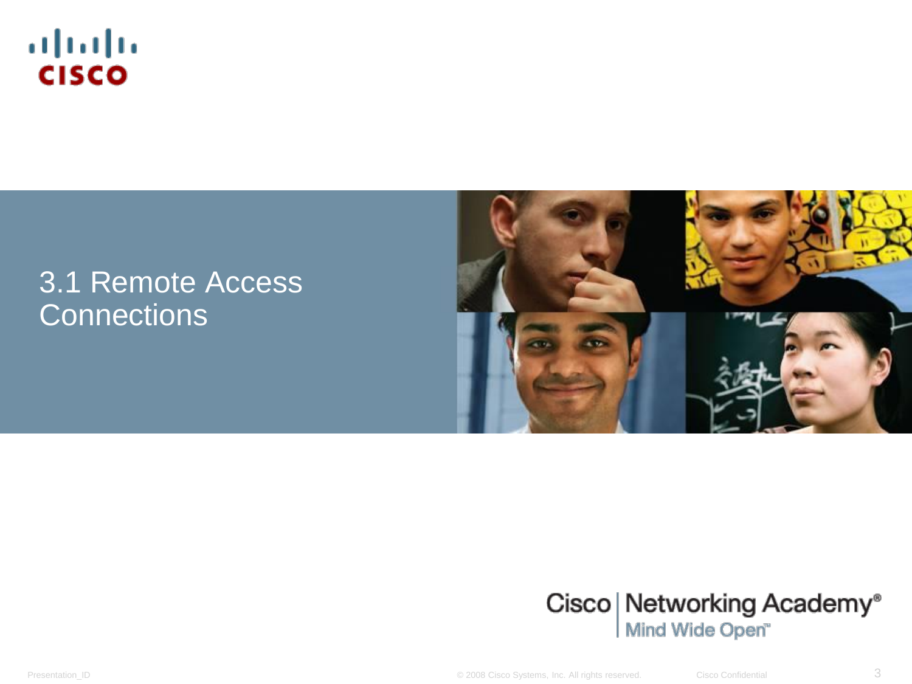# 3.1 Remote Access Connections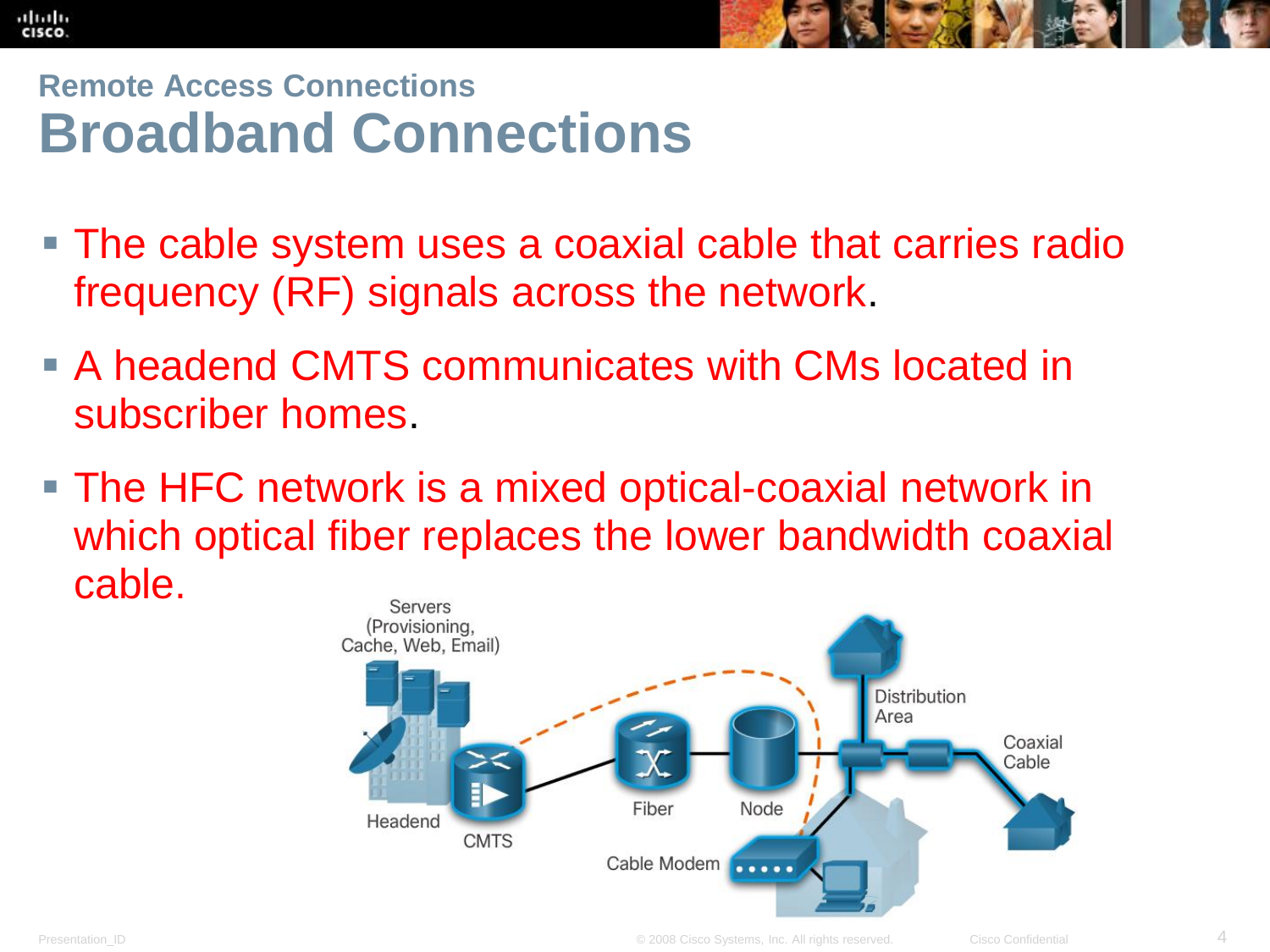## Remote Access Connections

# Broadband Connections

- The cable system uses a coaxial cable that carries radio frequency (RF) signals across the network.
- A headend CMTS communicates with CMs located in subscriber homes.
- The HFC network is a mixed optical-coaxial network in which optical fiber replaces the lower bandwidth coaxial cable.

Servers (Provisioning, Cache, Web, Email)

Headend

CMTS

Fiber

Node

Cable Modem

Distribution Area

Coaxial Cable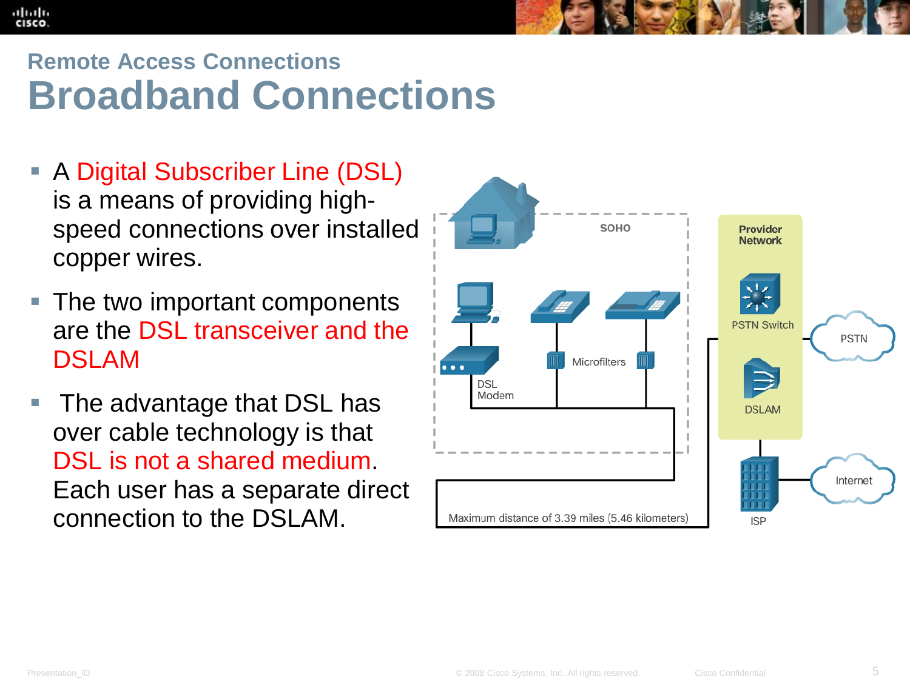## Remote Access Connections

# Broadband Connections

- A Digital Subscriber Line (DSL) is a means of providing high-speed connections over installed copper wires.
- The two important components are the DSL transceiver and the DSLAM
- The advantage that DSL has over cable technology is that DSL is not a shared medium. Each user has a separate direct connection to the DSLAM.

SOHO

DSL Modem

Microfilters

Provider Network

PSTN Switch

DSLAM

PSTN

ISP

Internet

Maximum distance of 3.39 miles (5.46 kilometers)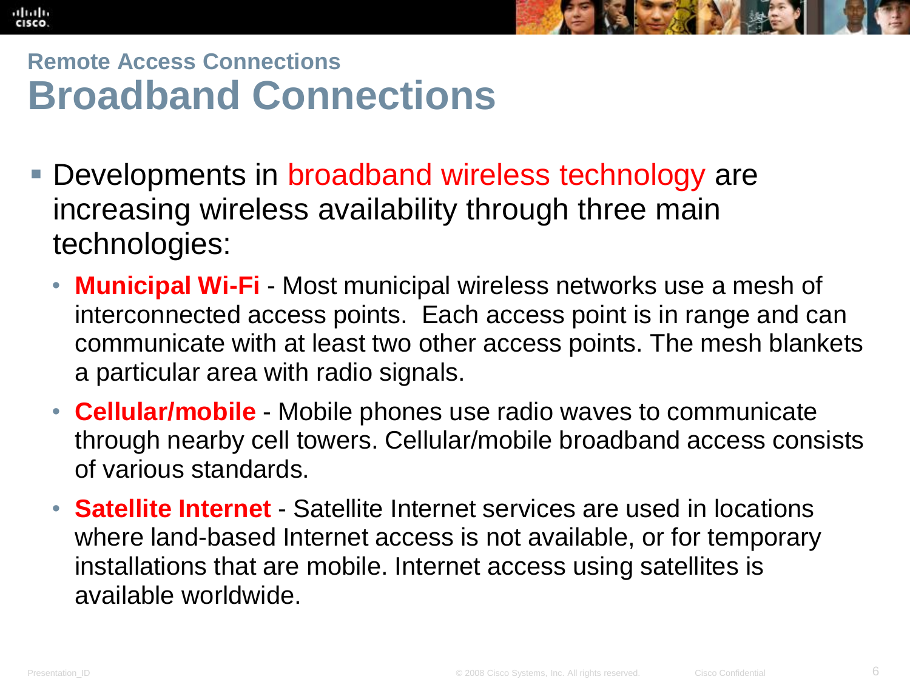## Remote Access Connections

# Broadband Connections

- Developments in broadband wireless technology are increasing wireless availability through three main technologies:
  - **Municipal Wi-Fi** - Most municipal wireless networks use a mesh of interconnected access points. Each access point is in range and can communicate with at least two other access points. The mesh blankets a particular area with radio signals.
  - **Cellular/mobile** - Mobile phones use radio waves to communicate through nearby cell towers. Cellular/mobile broadband access consists of various standards.
  - **Satellite Internet** - Satellite Internet services are used in locations where land-based Internet access is not available, or for temporary installations that are mobile. Internet access using satellites is available worldwide.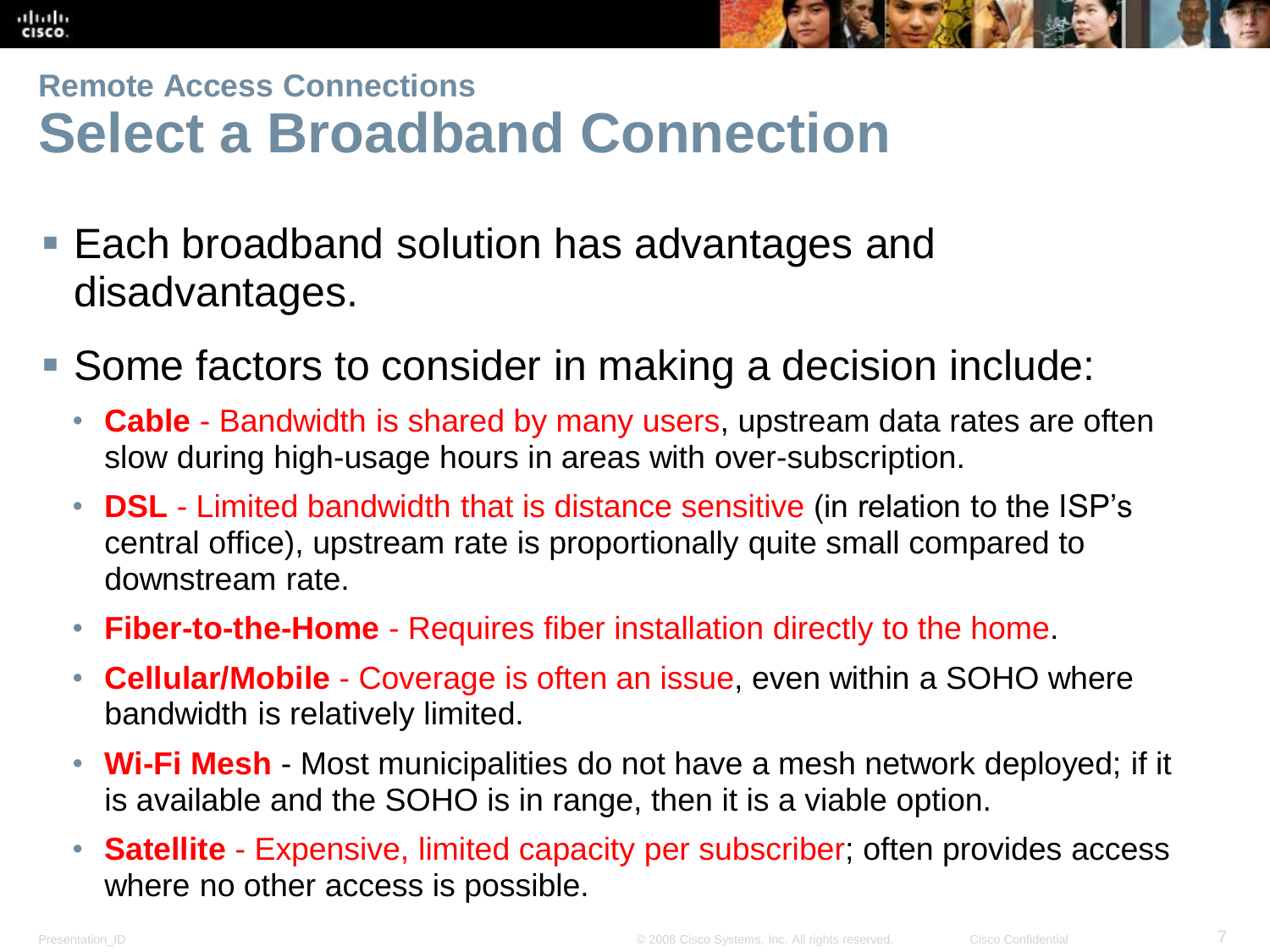## Remote Access Connections

# Select a Broadband Connection

- Each broadband solution has advantages and disadvantages.
- Some factors to consider in making a decision include:
  - **Cable** - Bandwidth is shared by many users, upstream data rates are often slow during high-usage hours in areas with over-subscription.
  - **DSL** - Limited bandwidth that is distance sensitive (in relation to the ISP's central office), upstream rate is proportionally quite small compared to downstream rate.
  - **Fiber-to-the-Home** - Requires fiber installation directly to the home.
  - **Cellular/Mobile** - Coverage is often an issue, even within a SOHO where bandwidth is relatively limited.
  - **Wi-Fi Mesh** - Most municipalities do not have a mesh network deployed; if it is available and the SOHO is in range, then it is a viable option.
  - **Satellite** - Expensive, limited capacity per subscriber; often provides access where no other access is possible.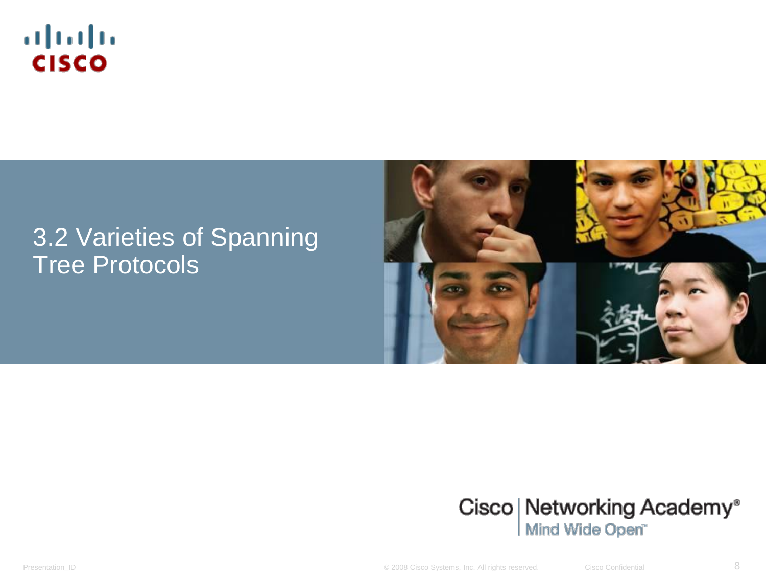# 3.2 Varieties of Spanning Tree Protocols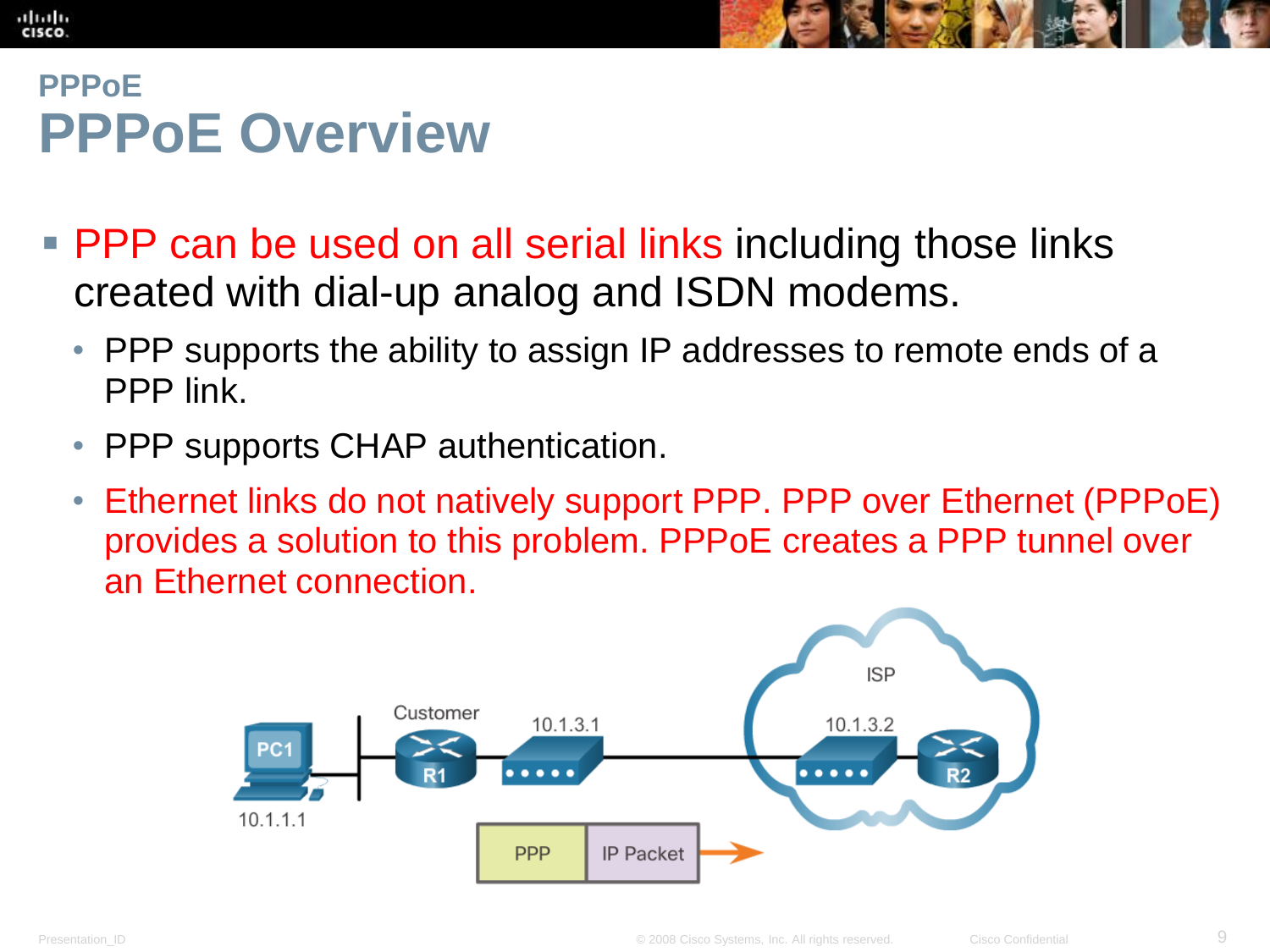## PPPoE

# PPPoE Overview

- PPP can be used on all serial links including those links created with dial-up analog and ISDN modems.
  - PPP supports the ability to assign IP addresses to remote ends of a PPP link.
  - PPP supports CHAP authentication.
  - Ethernet links do not natively support PPP. PPP over Ethernet (PPPoE) provides a solution to this problem. PPPoE creates a PPP tunnel over an Ethernet connection.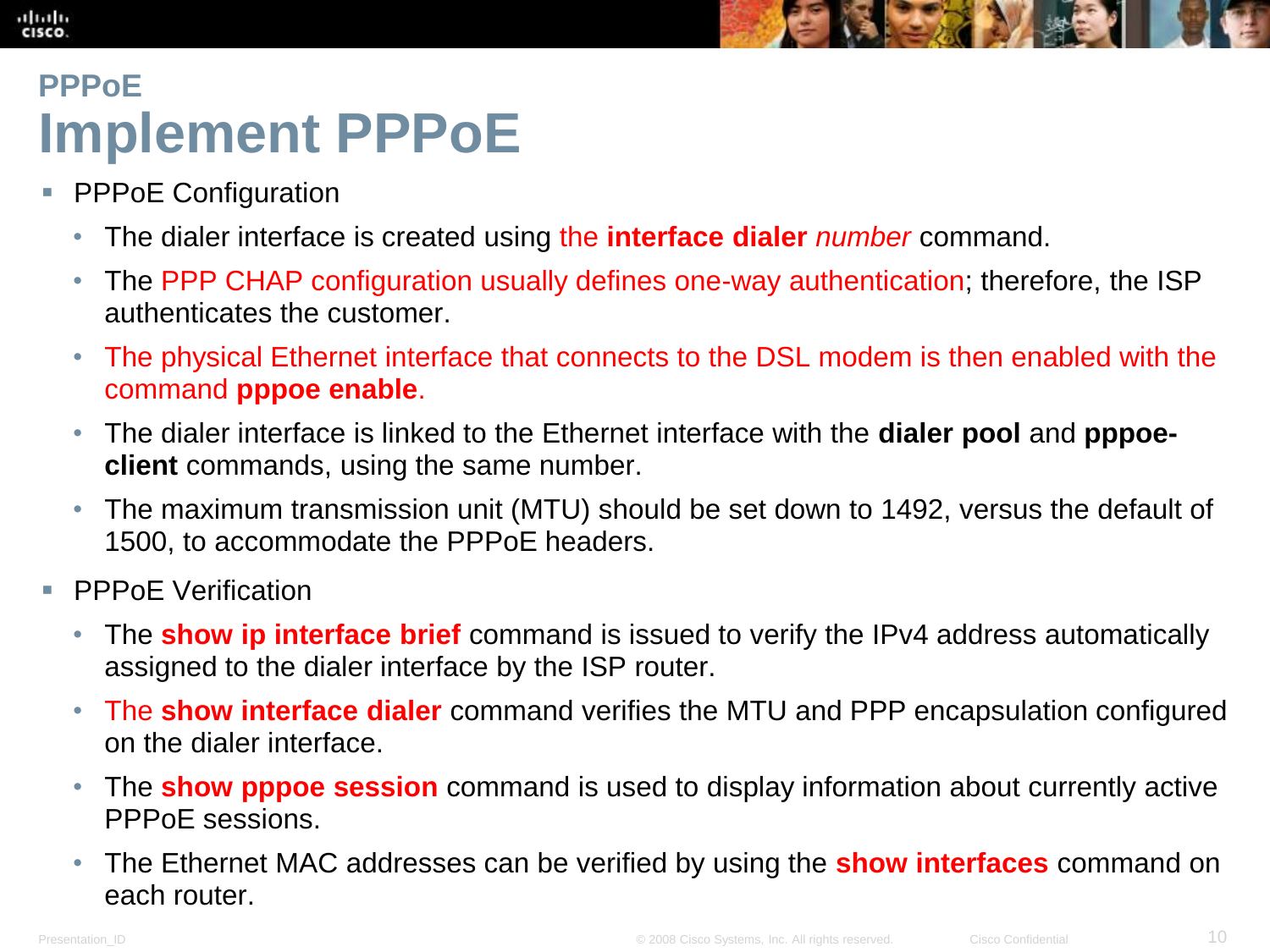## PPPoE

# Implement PPPoE

- PPPoE Configuration
  - The dialer interface is created using the **interface dialer** *number* command.
  - The PPP CHAP configuration usually defines one-way authentication; therefore, the ISP authenticates the customer.
  - The physical Ethernet interface that connects to the DSL modem is then enabled with the command **pppoe enable**.
  - The dialer interface is linked to the Ethernet interface with the **dialer pool** and **pppoe-client** commands, using the same number.
  - The maximum transmission unit (MTU) should be set down to 1492, versus the default of 1500, to accommodate the PPPoE headers.
- PPPoE Verification
  - The **show ip interface brief** command is issued to verify the IPv4 address automatically assigned to the dialer interface by the ISP router.
  - The **show interface dialer** command verifies the MTU and PPP encapsulation configured on the dialer interface.
  - The **show pppoe session** command is used to display information about currently active PPPoE sessions.
  - The Ethernet MAC addresses can be verified by using the **show interfaces** command on each router.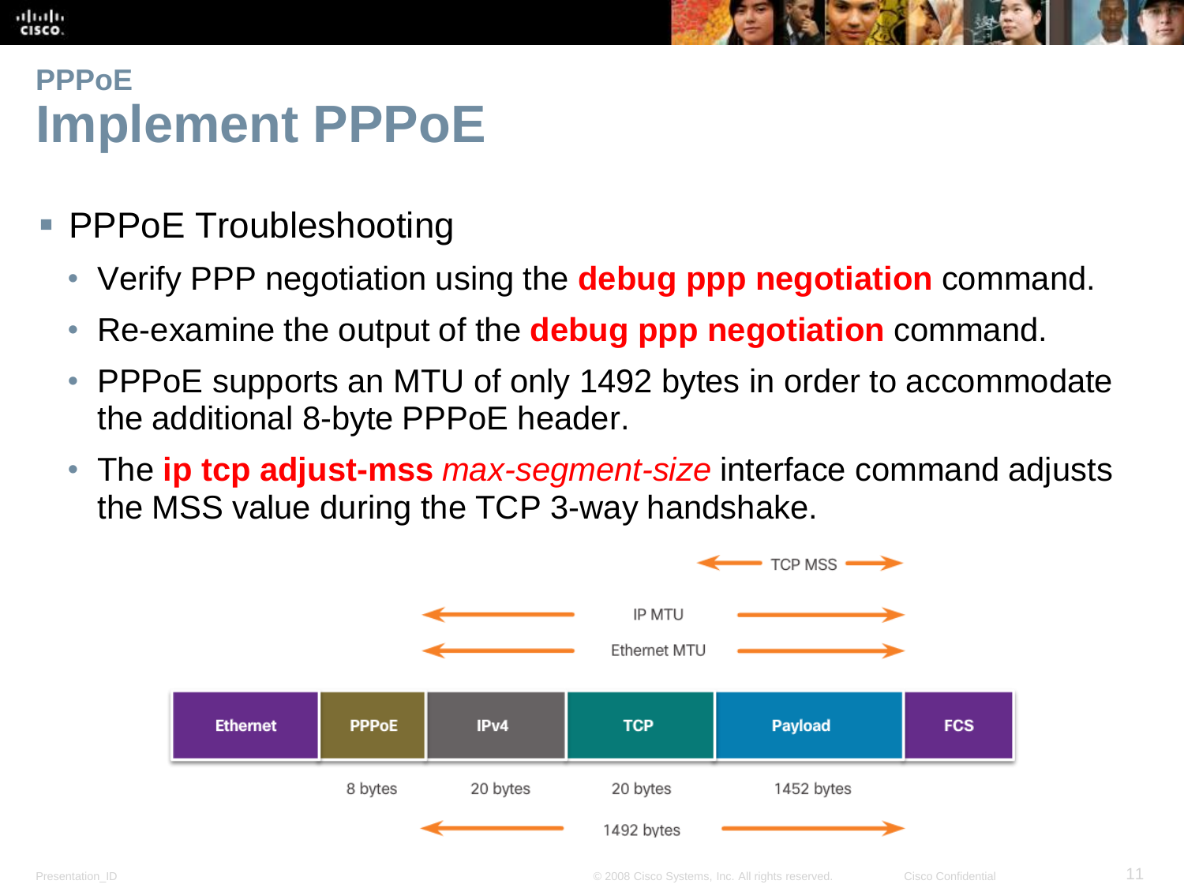## PPPoE

# Implement PPPoE

- PPPoE Troubleshooting
  - Verify PPP negotiation using the **debug ppp negotiation** command.
  - Re-examine the output of the **debug ppp negotiation** command.
  - PPPoE supports an MTU of only 1492 bytes in order to accommodate the additional 8-byte PPPoE header.
  - The **ip tcp adjust-mss** *max-segment-size* interface command adjusts the MSS value during the TCP 3-way handshake.

| Ethernet | PPPoE | IPv4 | TCP | Payload | FCS |
|---|---|---|---|---|---|
| | 8 bytes | 20 bytes | 20 bytes | 1452 bytes | |

TCP MSS (spans Payload)

IP MTU (spans IPv4 through Payload)

Ethernet MTU (spans IPv4 through Payload)

1492 bytes (spans IPv4 through Payload)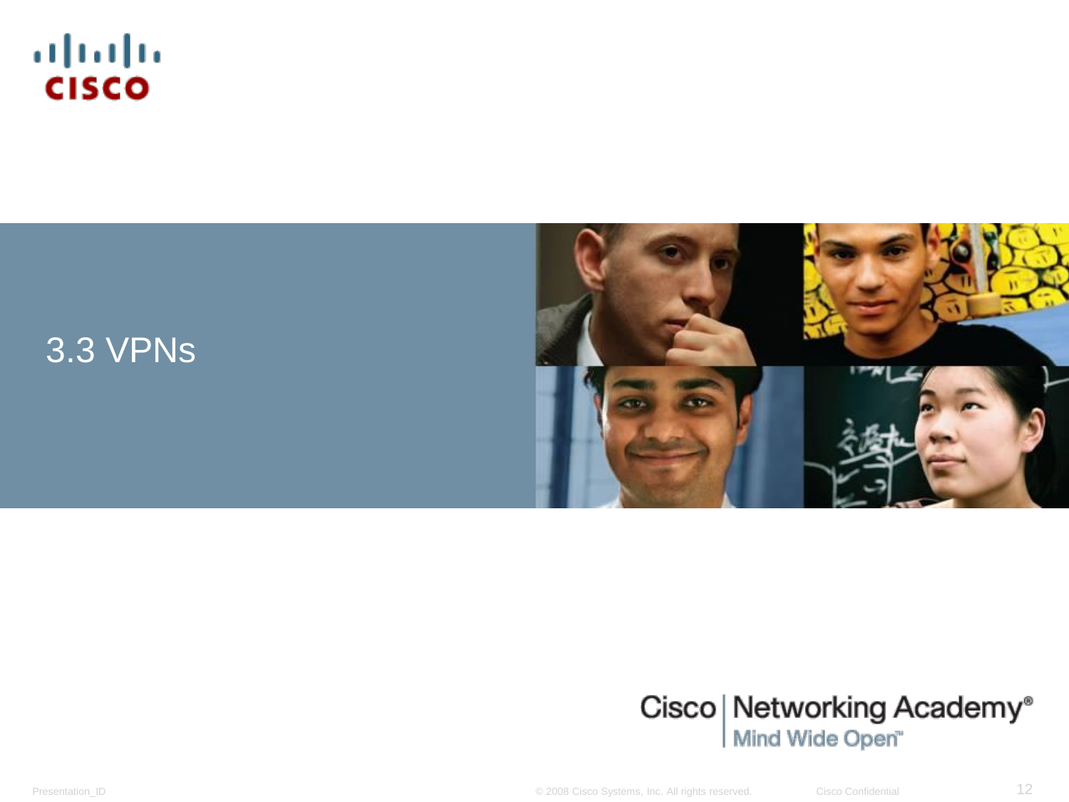# 3.3 VPNs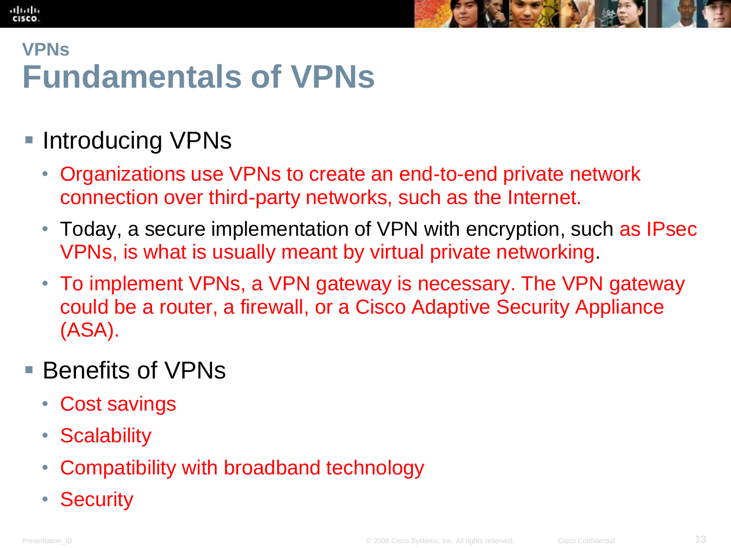## VPNs

# Fundamentals of VPNs

- Introducing VPNs
  - Organizations use VPNs to create an end-to-end private network connection over third-party networks, such as the Internet.
  - Today, a secure implementation of VPN with encryption, such as IPsec VPNs, is what is usually meant by virtual private networking.
  - To implement VPNs, a VPN gateway is necessary. The VPN gateway could be a router, a firewall, or a Cisco Adaptive Security Appliance (ASA).
- Benefits of VPNs
  - Cost savings
  - Scalability
  - Compatibility with broadband technology
  - Security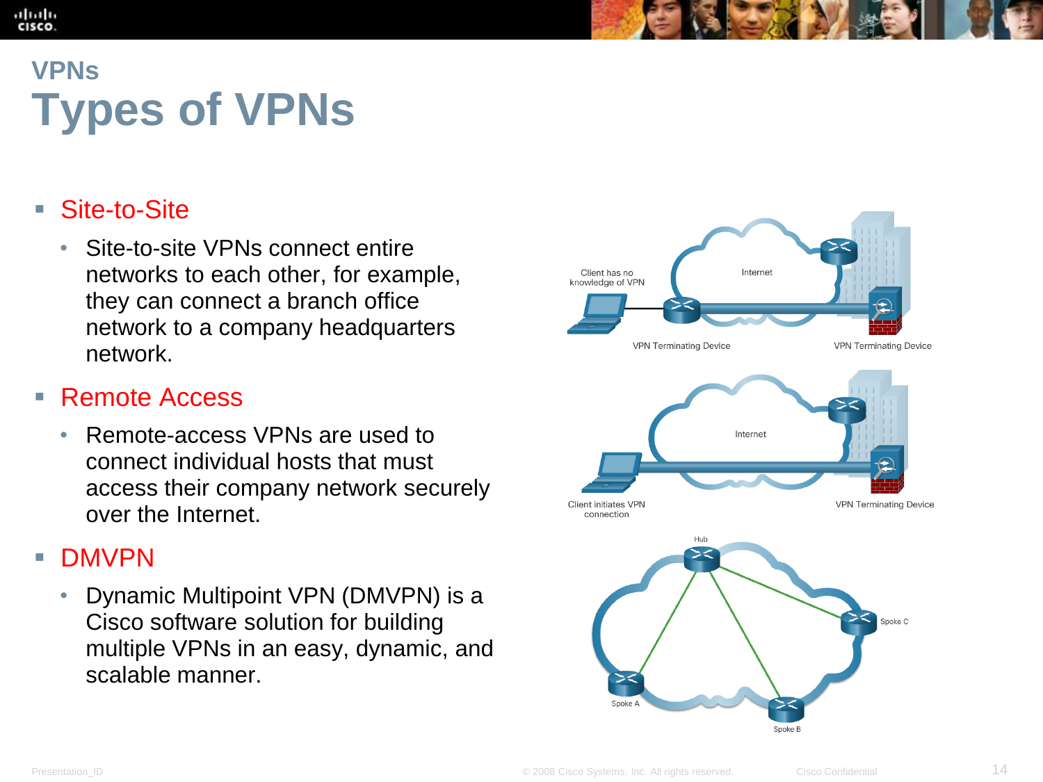## VPNs

# Types of VPNs

- Site-to-Site
  - Site-to-site VPNs connect entire networks to each other, for example, they can connect a branch office network to a company headquarters network.
- Remote Access
  - Remote-access VPNs are used to connect individual hosts that must access their company network securely over the Internet.
- DMVPN
  - Dynamic Multipoint VPN (DMVPN) is a Cisco software solution for building multiple VPNs in an easy, dynamic, and scalable manner.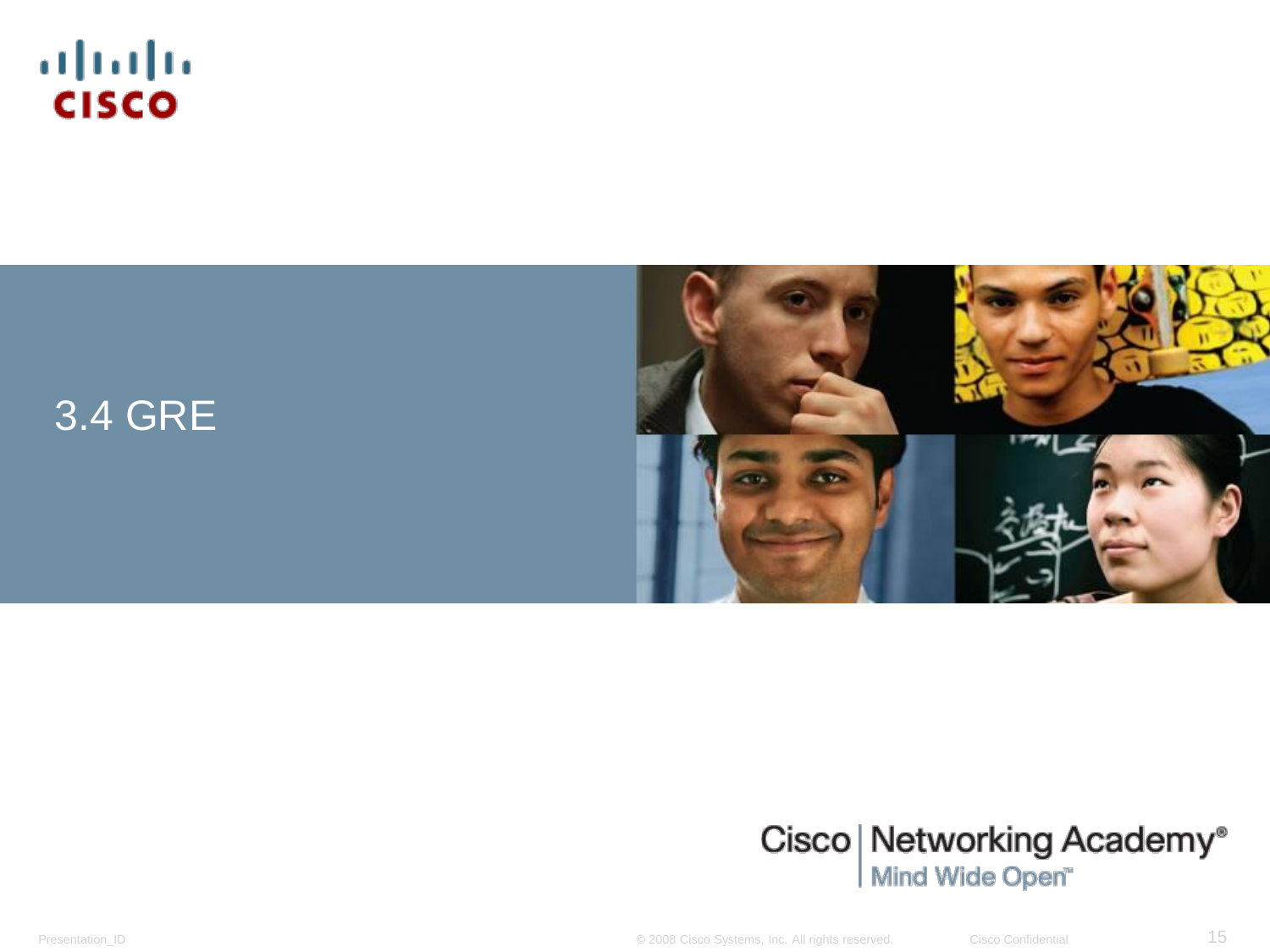# 3.4 GRE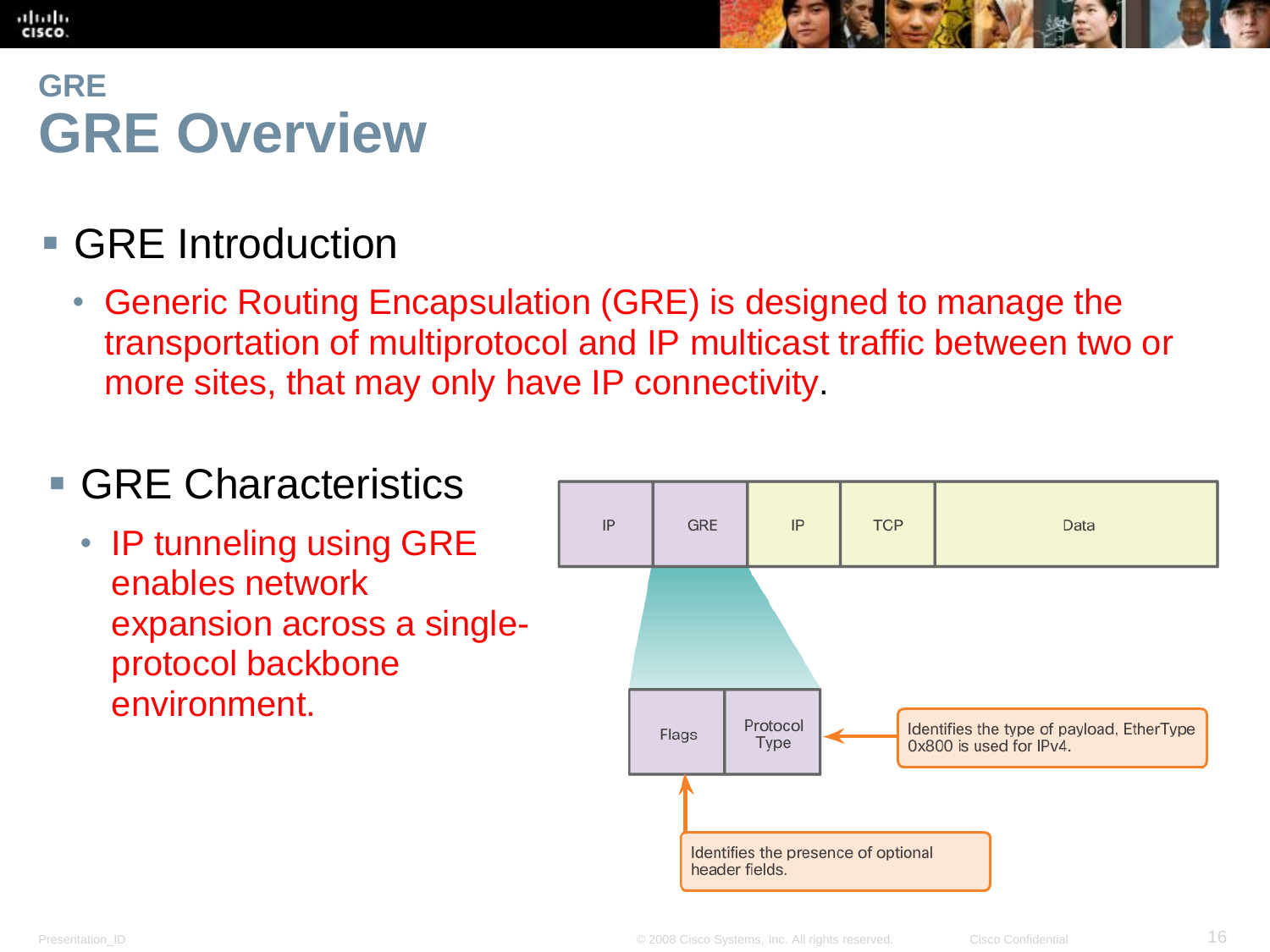## GRE

# GRE Overview

- GRE Introduction
  - Generic Routing Encapsulation (GRE) is designed to manage the transportation of multiprotocol and IP multicast traffic between two or more sites, that may only have IP connectivity.

- GRE Characteristics
  - IP tunneling using GRE enables network expansion across a single-protocol backbone environment.

| IP | GRE | IP | TCP | Data |
|---|---|---|---|---|

| Flags | Protocol Type |
|---|---|

Protocol Type: Identifies the type of payload. EtherType 0x800 is used for IPv4.

Flags: Identifies the presence of optional header fields.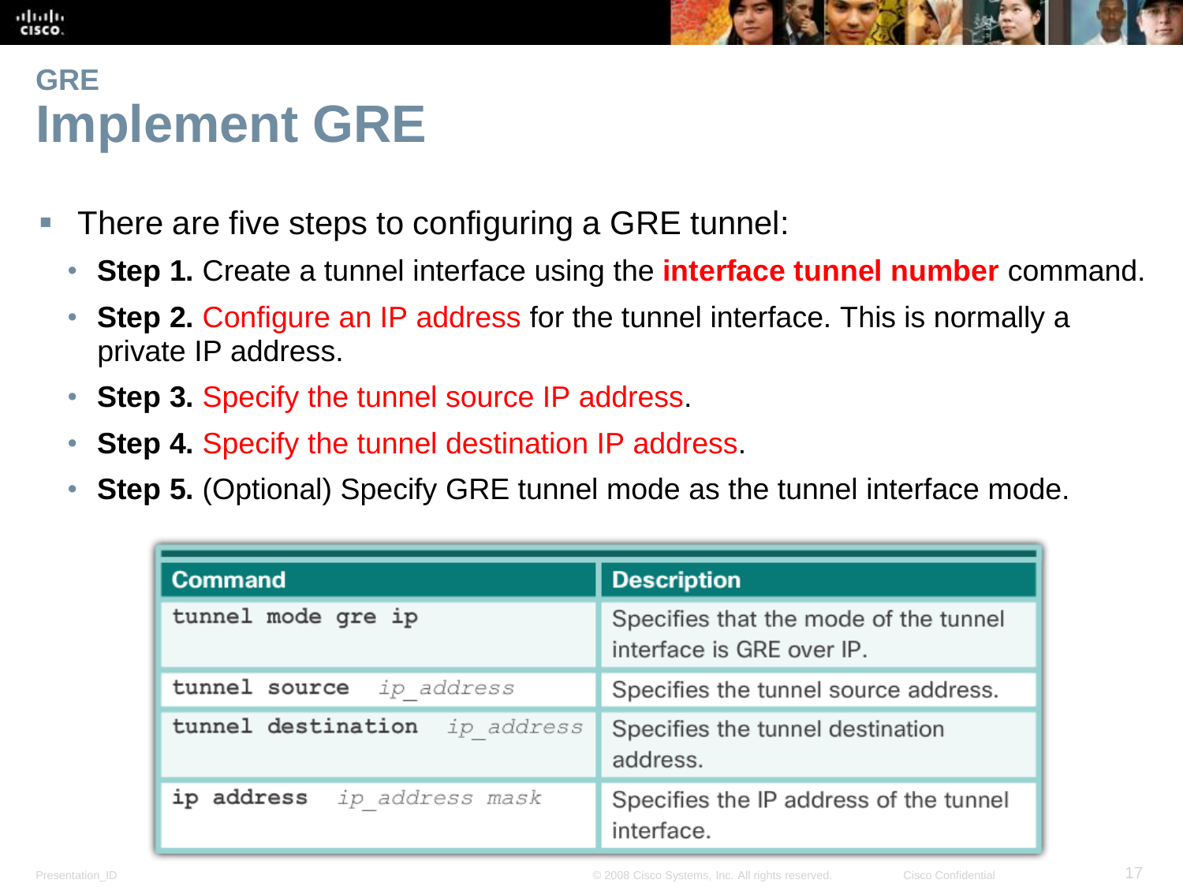## GRE

# Implement GRE

- There are five steps to configuring a GRE tunnel:
  - **Step 1.** Create a tunnel interface using the **interface tunnel number** command.
  - **Step 2.** Configure an IP address for the tunnel interface. This is normally a private IP address.
  - **Step 3.** Specify the tunnel source IP address.
  - **Step 4.** Specify the tunnel destination IP address.
  - **Step 5.** (Optional) Specify GRE tunnel mode as the tunnel interface mode.

| Command | Description |
|---|---|
| **tunnel mode gre ip** | Specifies that the mode of the tunnel interface is GRE over IP. |
| **tunnel source** *ip_address* | Specifies the tunnel source address. |
| **tunnel destination** *ip_address* | Specifies the tunnel destination address. |
| **ip address** *ip_address mask* | Specifies the IP address of the tunnel interface. |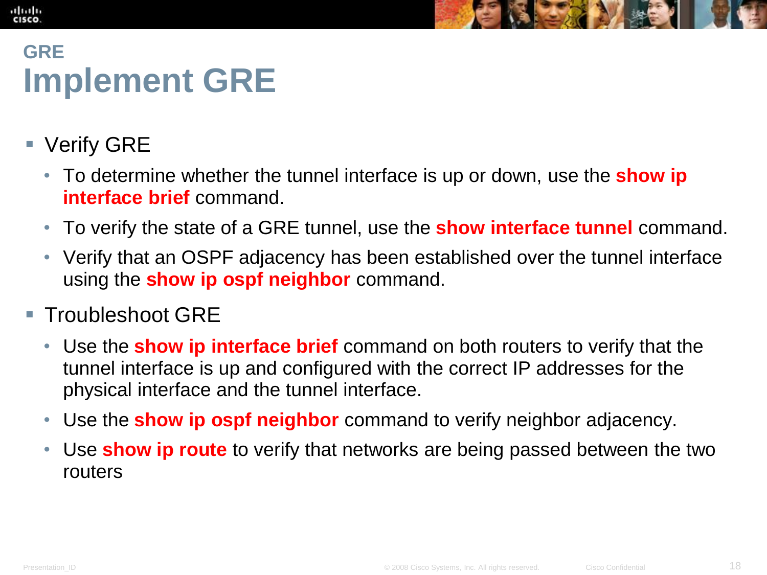## GRE

# Implement GRE

- Verify GRE
  - To determine whether the tunnel interface is up or down, use the **show ip interface brief** command.
  - To verify the state of a GRE tunnel, use the **show interface tunnel** command.
  - Verify that an OSPF adjacency has been established over the tunnel interface using the **show ip ospf neighbor** command.
- Troubleshoot GRE
  - Use the **show ip interface brief** command on both routers to verify that the tunnel interface is up and configured with the correct IP addresses for the physical interface and the tunnel interface.
  - Use the **show ip ospf neighbor** command to verify neighbor adjacency.
  - Use **show ip route** to verify that networks are being passed between the two routers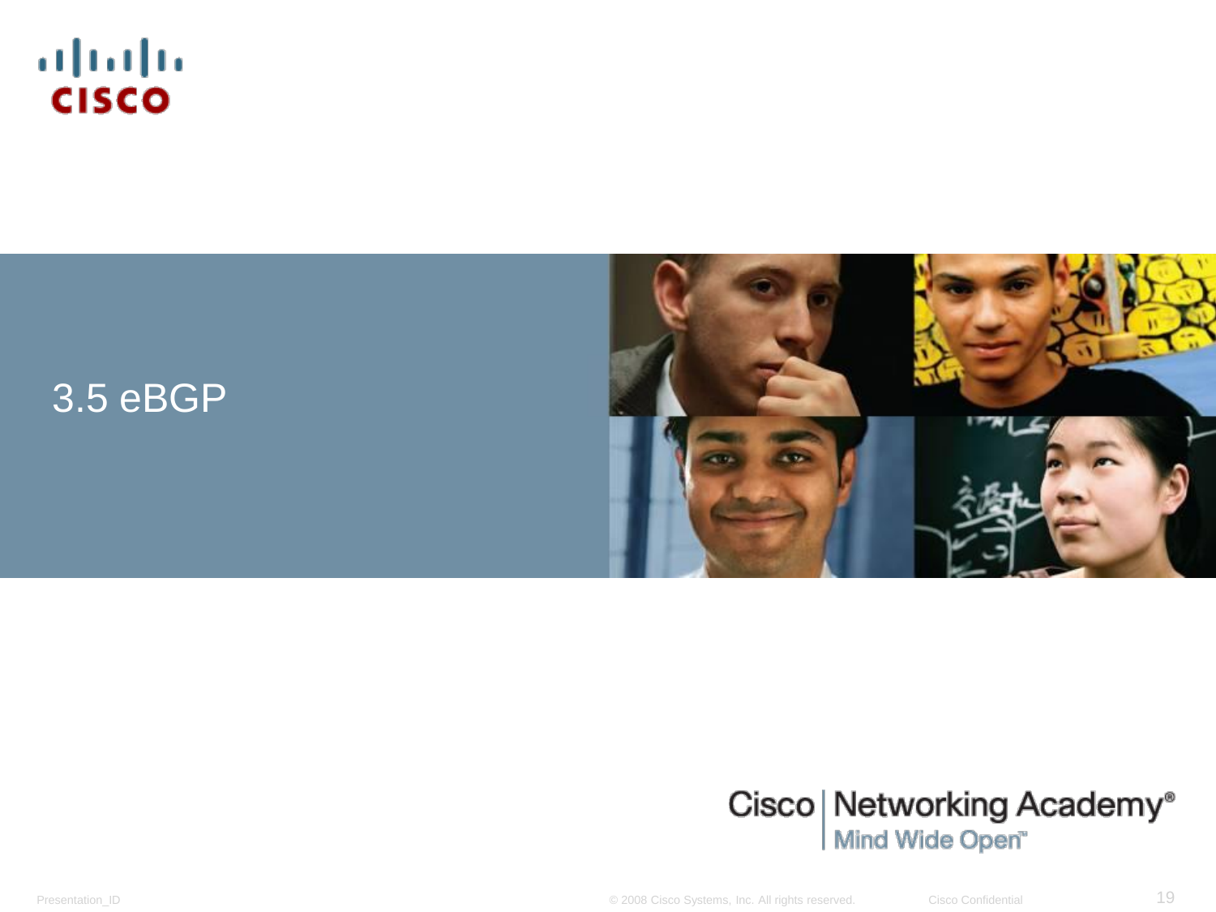# 3.5 eBGP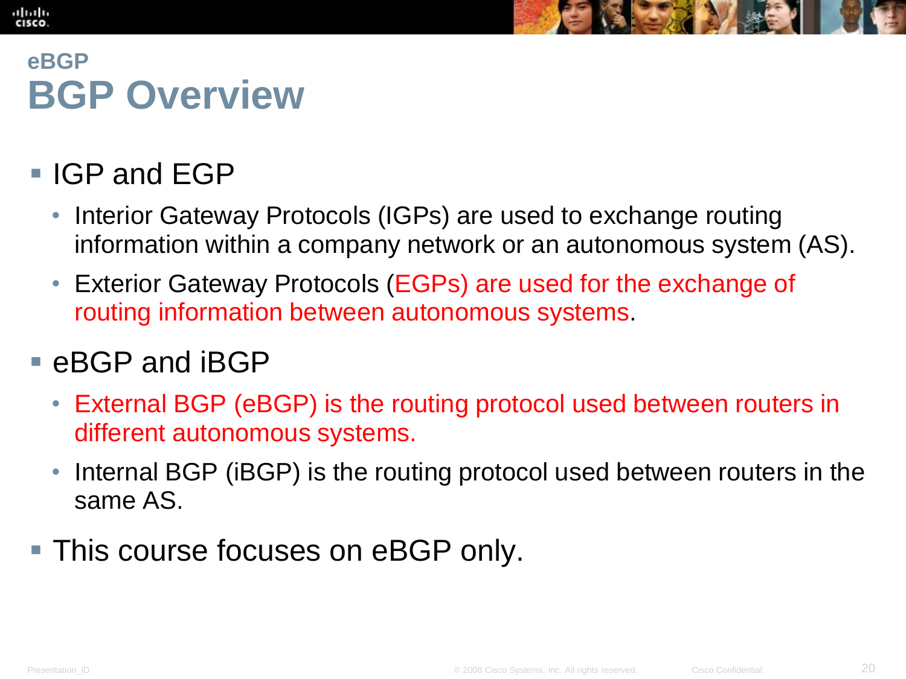## eBGP

# BGP Overview

- IGP and EGP
  - Interior Gateway Protocols (IGPs) are used to exchange routing information within a company network or an autonomous system (AS).
  - Exterior Gateway Protocols (EGPs) are used for the exchange of routing information between autonomous systems.
- eBGP and iBGP
  - External BGP (eBGP) is the routing protocol used between routers in different autonomous systems.
  - Internal BGP (iBGP) is the routing protocol used between routers in the same AS.
- This course focuses on eBGP only.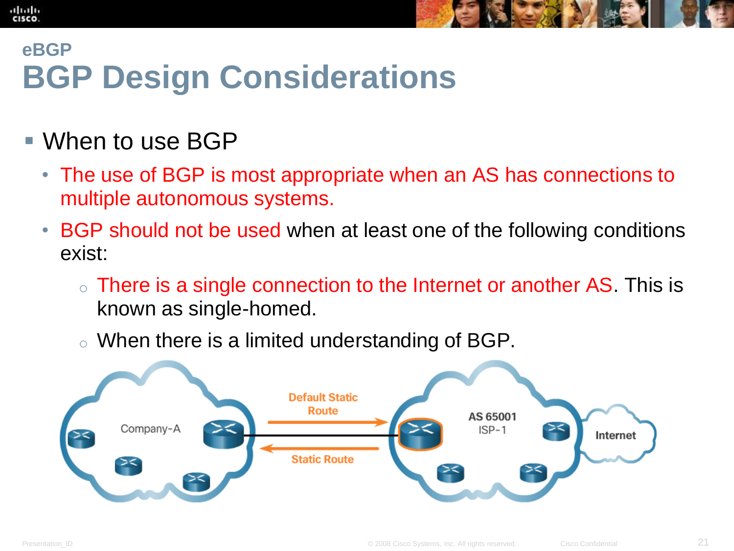## eBGP

# BGP Design Considerations

- When to use BGP
  - The use of BGP is most appropriate when an AS has connections to multiple autonomous systems.
  - BGP should not be used when at least one of the following conditions exist:
    - There is a single connection to the Internet or another AS. This is known as single-homed.
    - When there is a limited understanding of BGP.

Default Static Route

Static Route

Company-A

AS 65001

ISP-1

Internet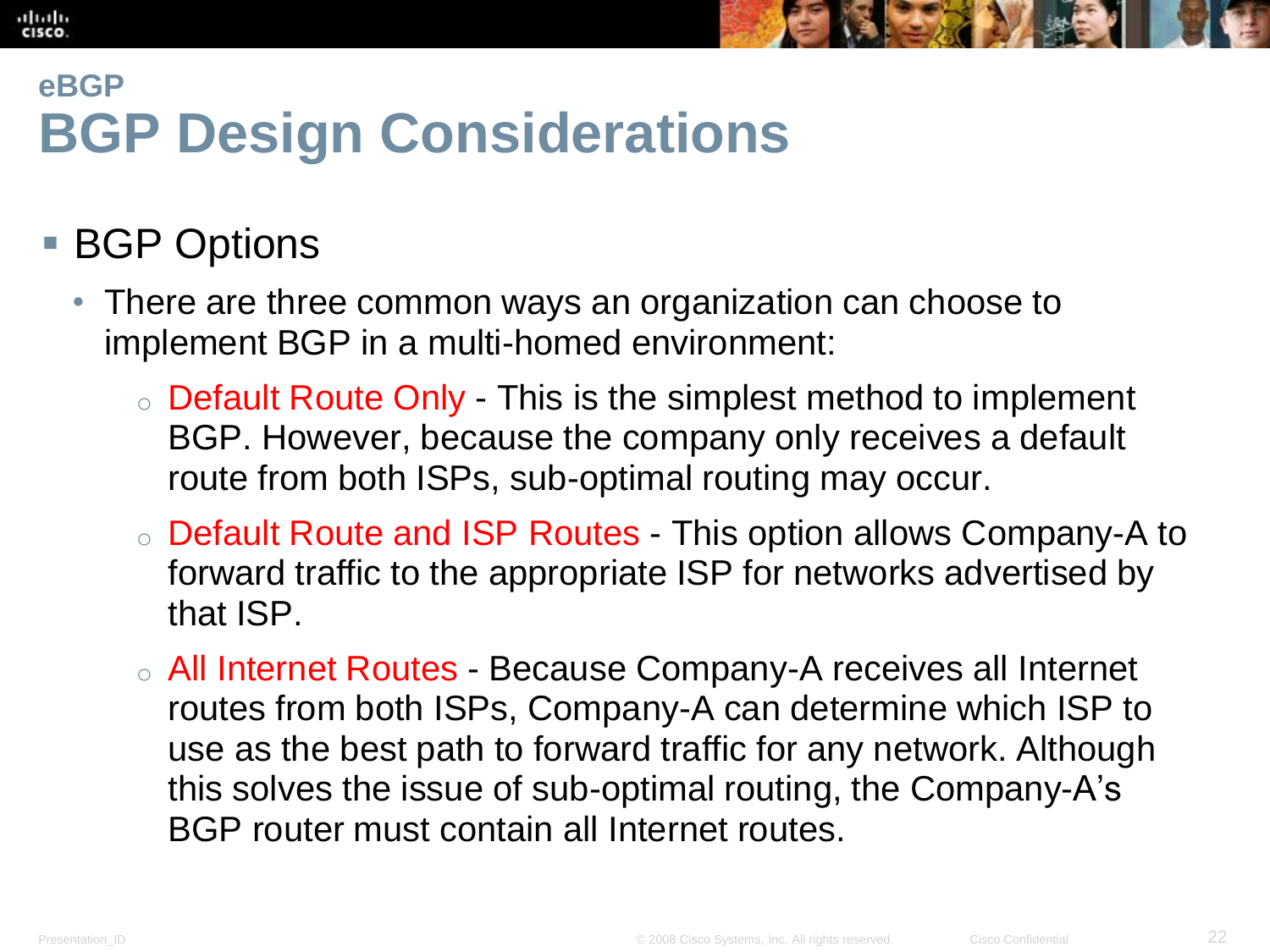## eBGP

# BGP Design Considerations

- BGP Options
  - There are three common ways an organization can choose to implement BGP in a multi-homed environment:
    - Default Route Only - This is the simplest method to implement BGP. However, because the company only receives a default route from both ISPs, sub-optimal routing may occur.
    - Default Route and ISP Routes - This option allows Company-A to forward traffic to the appropriate ISP for networks advertised by that ISP.
    - All Internet Routes - Because Company-A receives all Internet routes from both ISPs, Company-A can determine which ISP to use as the best path to forward traffic for any network. Although this solves the issue of sub-optimal routing, the Company-A's BGP router must contain all Internet routes.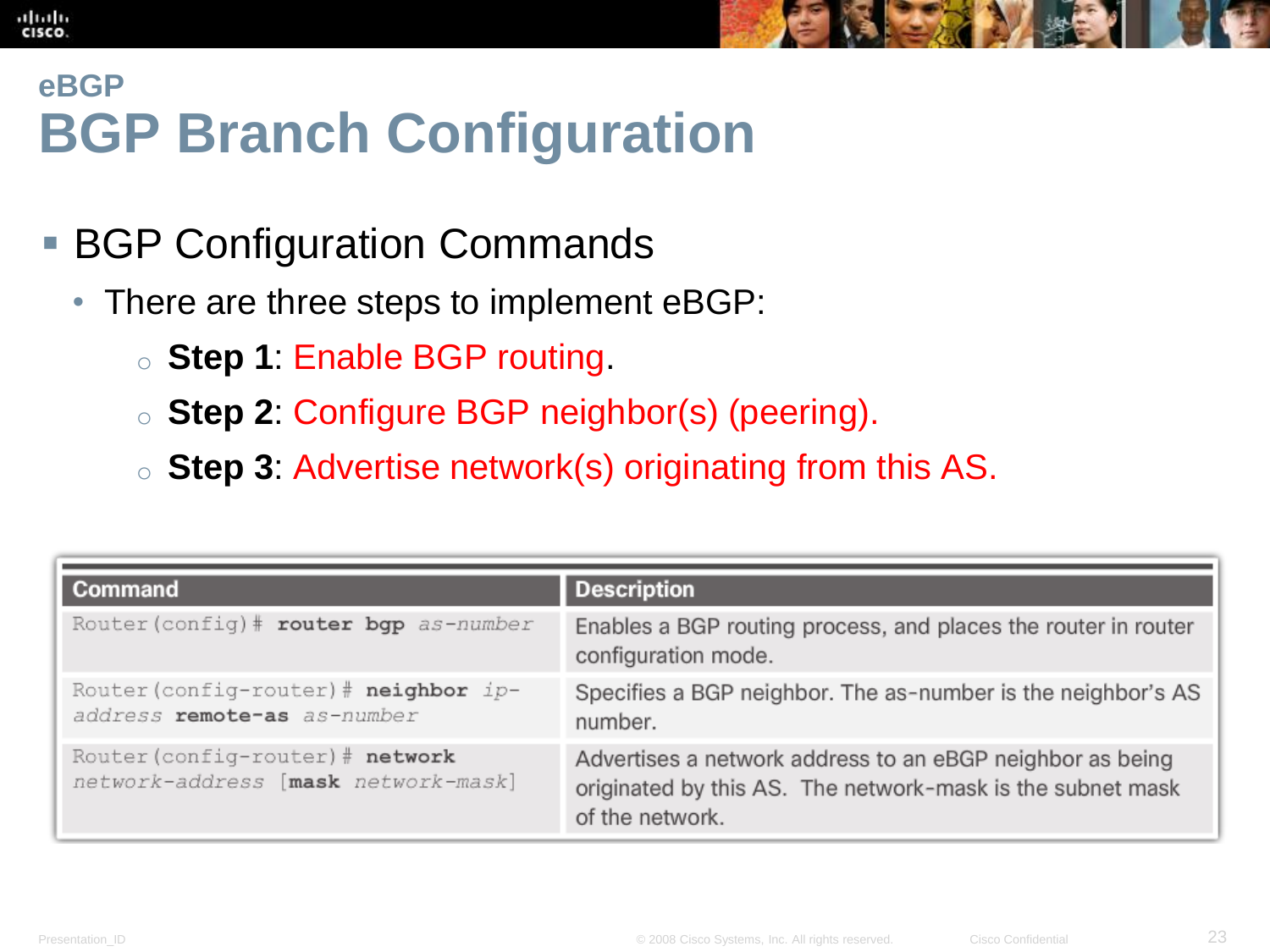## eBGP

# BGP Branch Configuration

- BGP Configuration Commands
  - There are three steps to implement eBGP:
    - **Step 1**: Enable BGP routing.
    - **Step 2**: Configure BGP neighbor(s) (peering).
    - **Step 3**: Advertise network(s) originating from this AS.

| Command | Description |
|---|---|
| Router(config)# **router bgp** *as-number* | Enables a BGP routing process, and places the router in router configuration mode. |
| Router(config-router)# **neighbor** *ip-address* **remote-as** *as-number* | Specifies a BGP neighbor. The as-number is the neighbor's AS number. |
| Router(config-router)# **network** *network-address* [**mask** *network-mask*] | Advertises a network address to an eBGP neighbor as being originated by this AS. The network-mask is the subnet mask of the network. |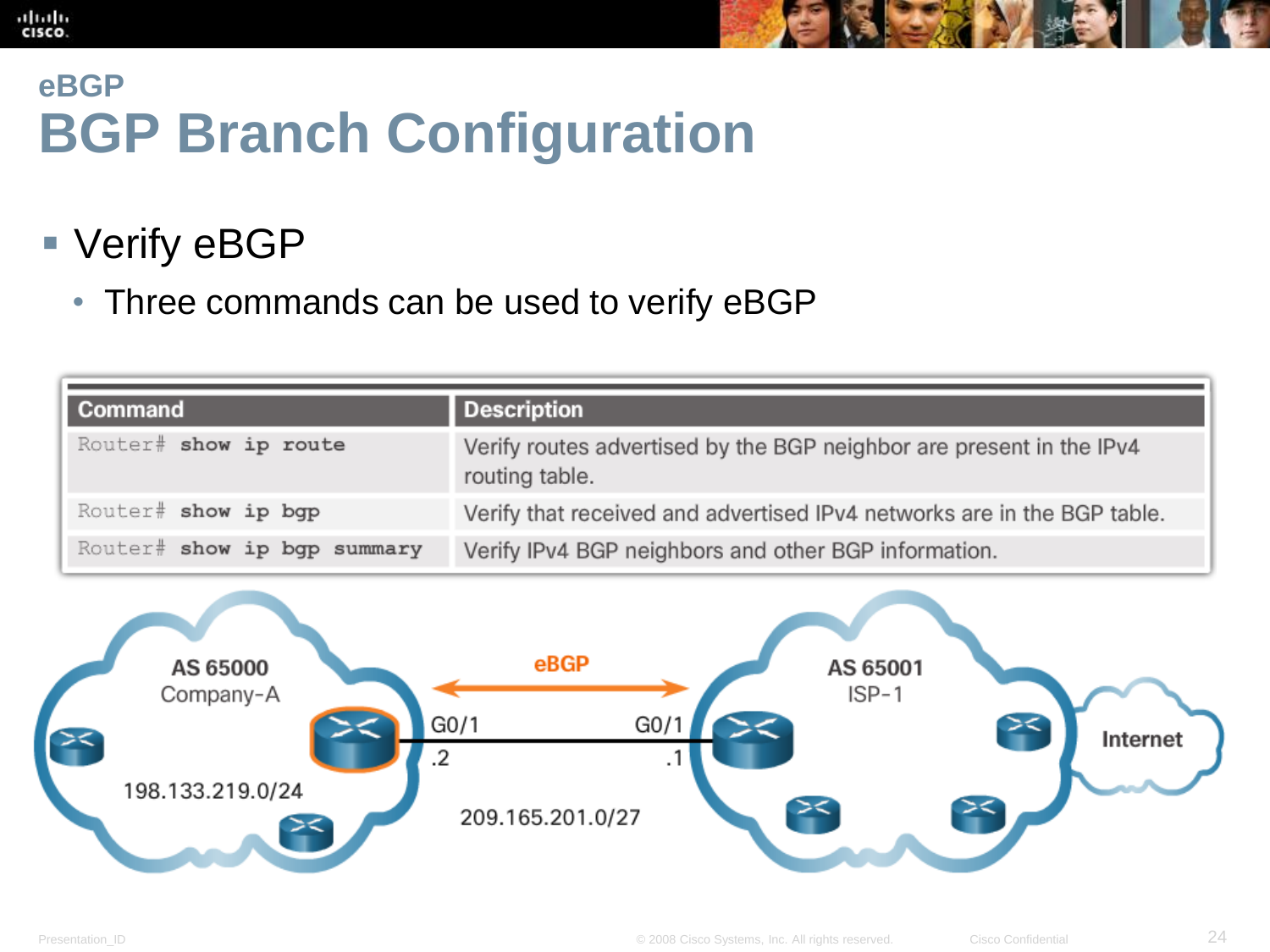## eBGP

# BGP Branch Configuration

- Verify eBGP
  - Three commands can be used to verify eBGP

| Command | Description |
| --- | --- |
| Router# **show ip route** | Verify routes advertised by the BGP neighbor are present in the IPv4 routing table. |
| Router# **show ip bgp** | Verify that received and advertised IPv4 networks are in the BGP table. |
| Router# **show ip bgp summary** | Verify IPv4 BGP neighbors and other BGP information. |

AS 65000
Company-A

198.133.219.0/24

eBGP

G0/1 .2

G0/1 .1

209.165.201.0/27

AS 65001
ISP-1

Internet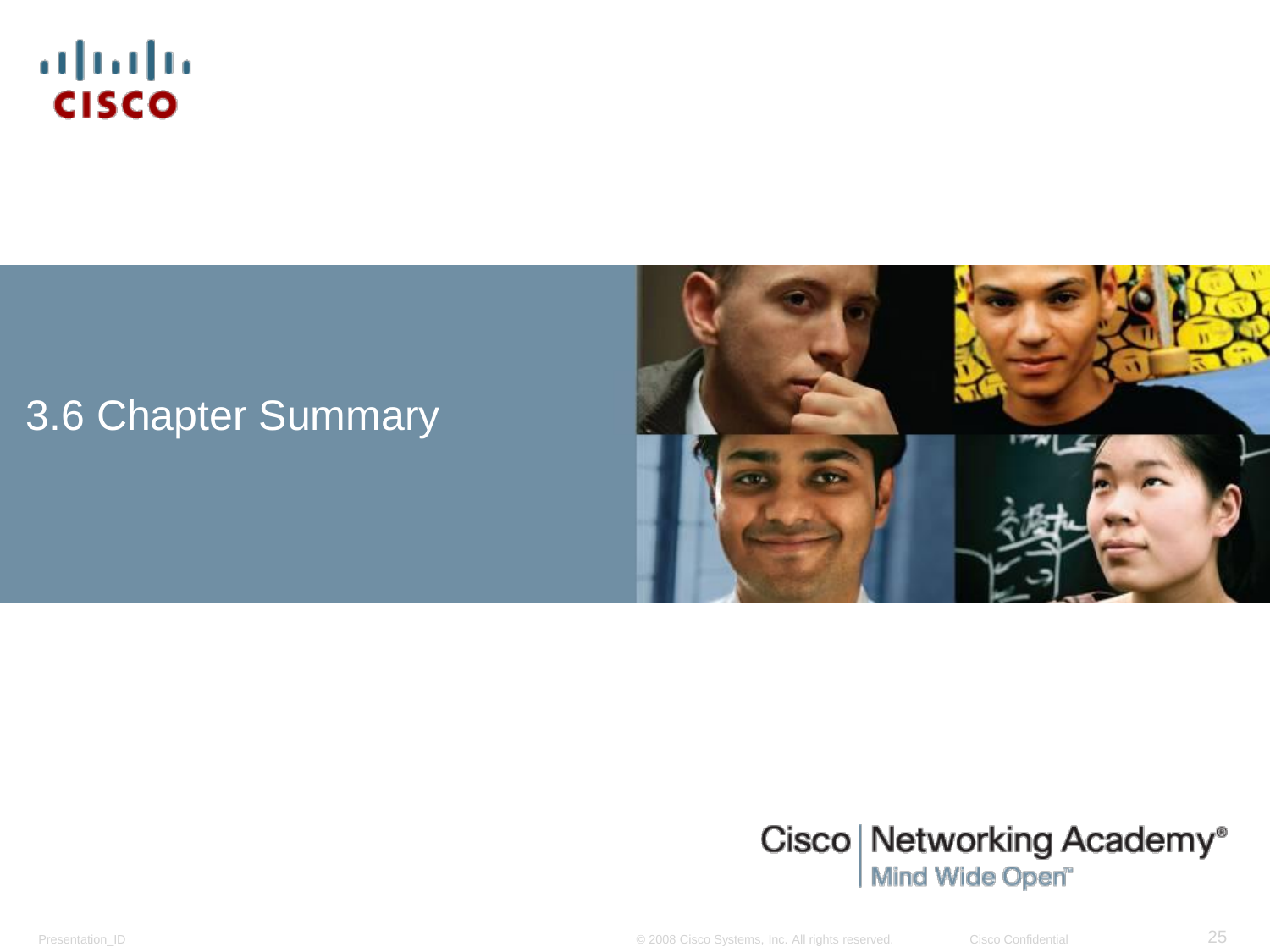# 3.6 Chapter Summary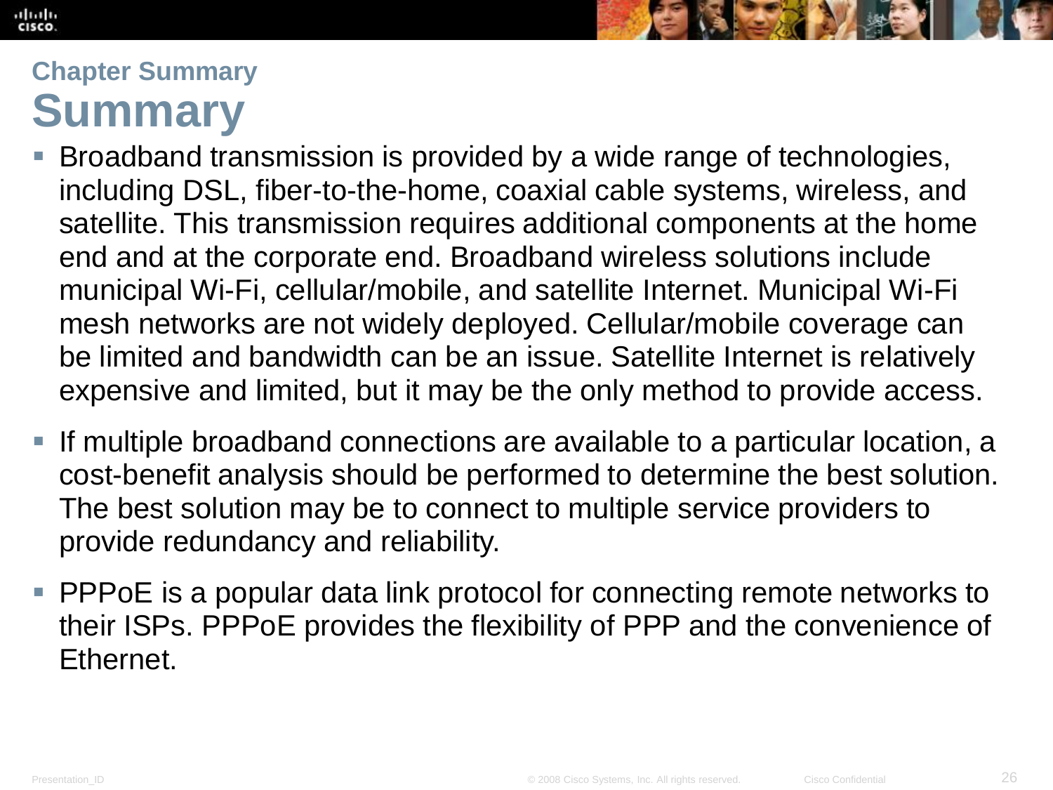## Chapter Summary

# Summary

- Broadband transmission is provided by a wide range of technologies, including DSL, fiber-to-the-home, coaxial cable systems, wireless, and satellite. This transmission requires additional components at the home end and at the corporate end. Broadband wireless solutions include municipal Wi-Fi, cellular/mobile, and satellite Internet. Municipal Wi-Fi mesh networks are not widely deployed. Cellular/mobile coverage can be limited and bandwidth can be an issue. Satellite Internet is relatively expensive and limited, but it may be the only method to provide access.
- If multiple broadband connections are available to a particular location, a cost-benefit analysis should be performed to determine the best solution. The best solution may be to connect to multiple service providers to provide redundancy and reliability.
- PPPoE is a popular data link protocol for connecting remote networks to their ISPs. PPPoE provides the flexibility of PPP and the convenience of Ethernet.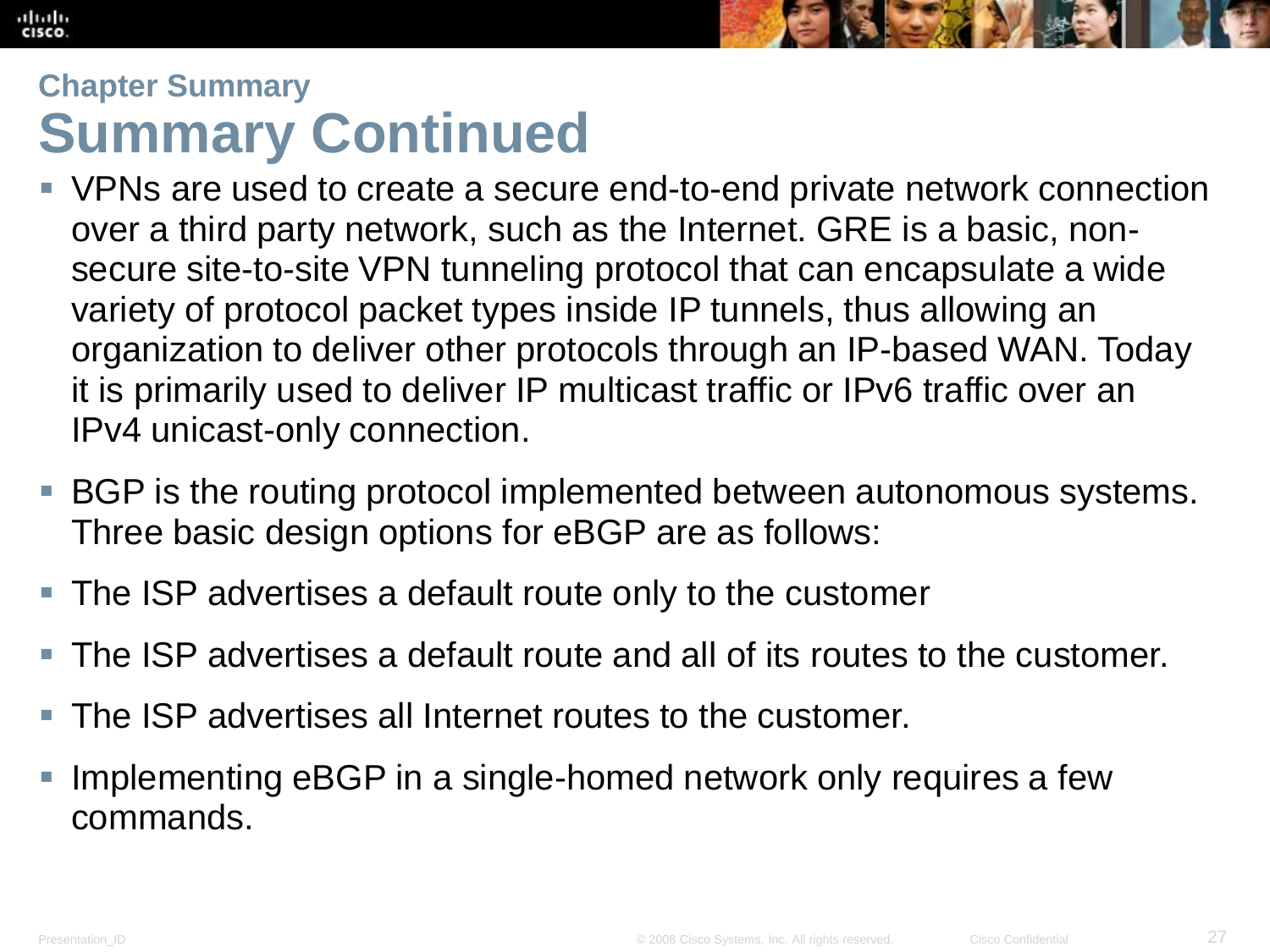## Chapter Summary

# Summary Continued

- VPNs are used to create a secure end-to-end private network connection over a third party network, such as the Internet. GRE is a basic, non-secure site-to-site VPN tunneling protocol that can encapsulate a wide variety of protocol packet types inside IP tunnels, thus allowing an organization to deliver other protocols through an IP-based WAN. Today it is primarily used to deliver IP multicast traffic or IPv6 traffic over an IPv4 unicast-only connection.
- BGP is the routing protocol implemented between autonomous systems. Three basic design options for eBGP are as follows:
- The ISP advertises a default route only to the customer
- The ISP advertises a default route and all of its routes to the customer.
- The ISP advertises all Internet routes to the customer.
- Implementing eBGP in a single-homed network only requires a few commands.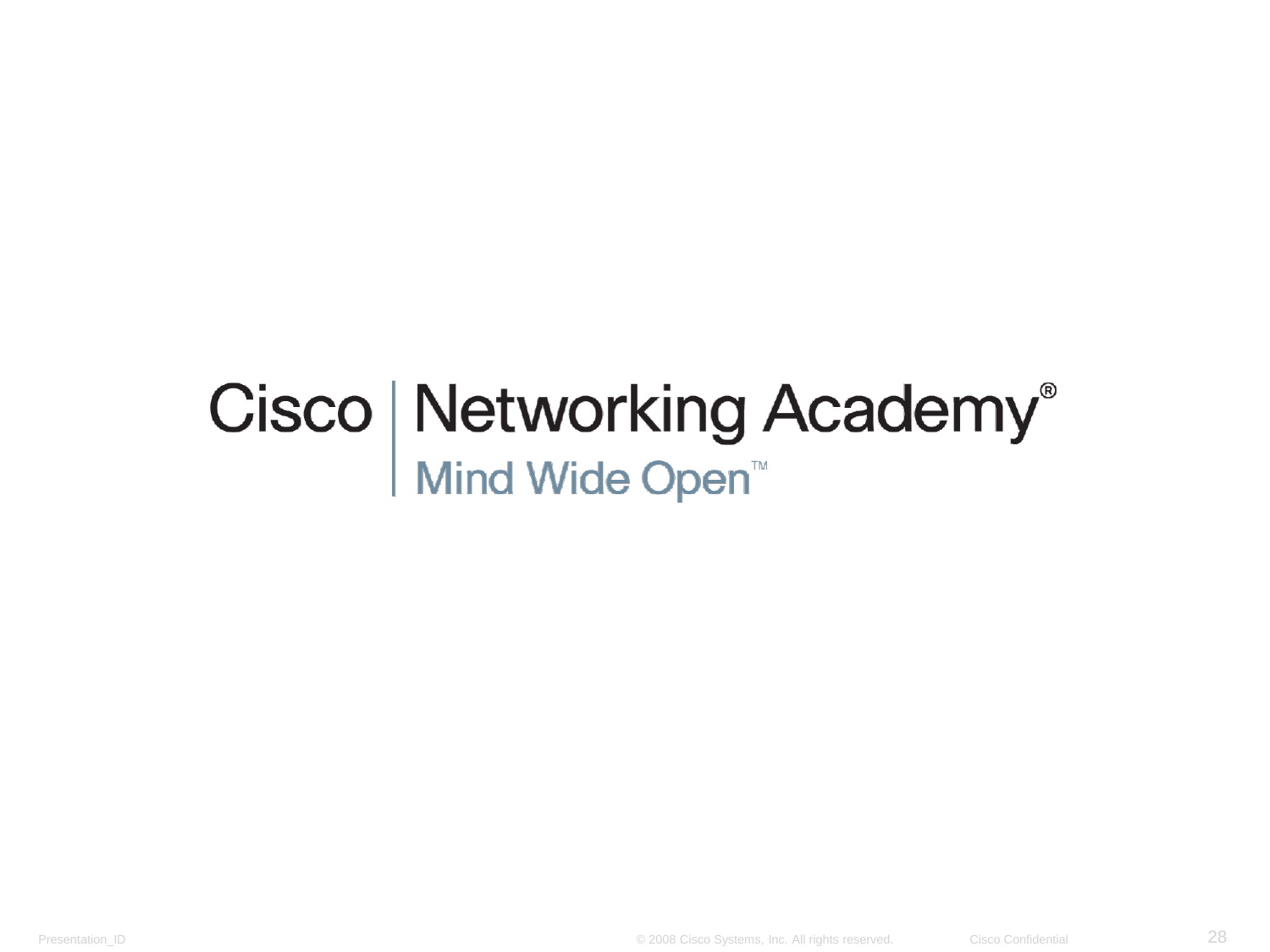Cisco | Networking Academy®

Mind Wide Open™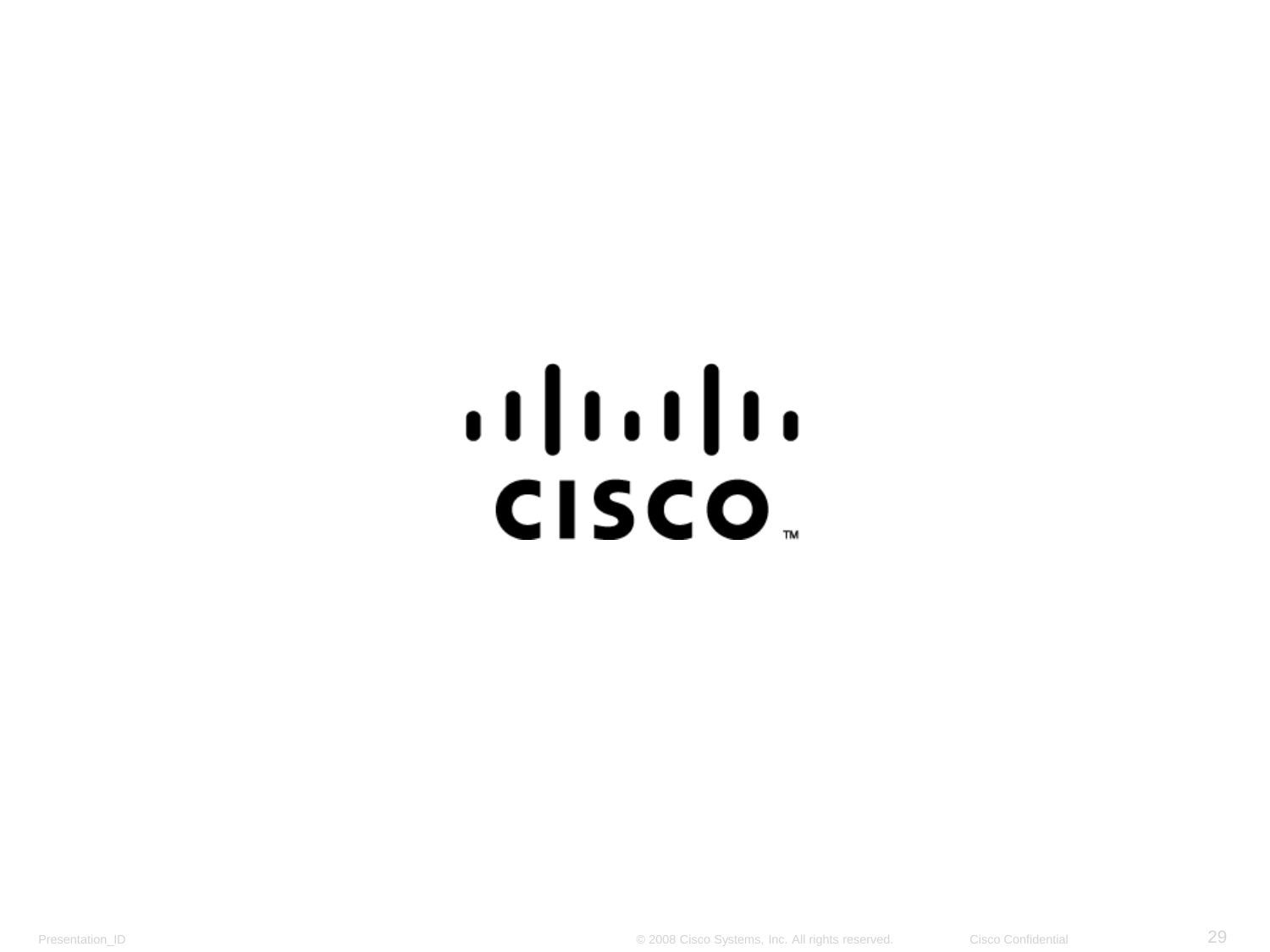CISCO™